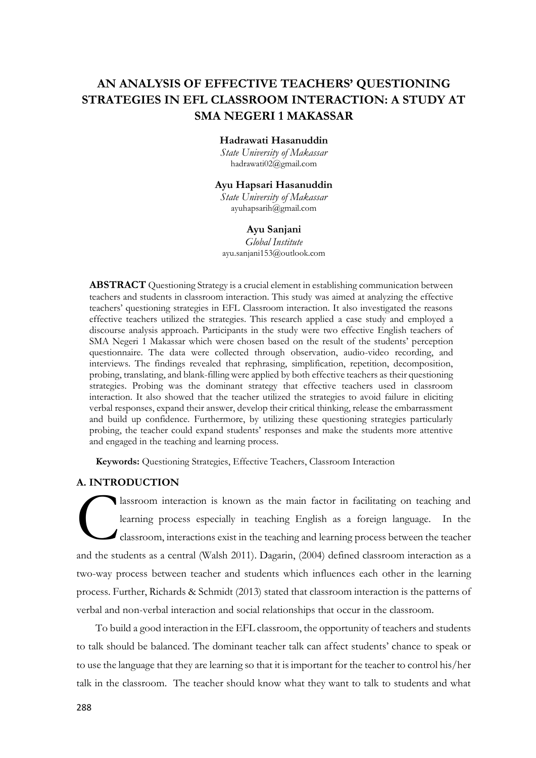# AN ANALYSIS OF EFFECTIVE TEACHERS' QUESTIONING STRATEGIES IN EFL CLASSROOM INTERACTION: A STUDY AT SMA NEGERI 1 MAKASSAR

**Hadrawati Hasanuddin**
*State University of Makassar*
hadrawati02@gmail.com

**Ayu Hapsari Hasanuddin**
*State University of Makassar*
ayuhapsarih@gmail.com

**Ayu Sanjani**
*Global Institute*
ayu.sanjani153@outlook.com

**ABSTRACT** Questioning Strategy is a crucial element in establishing communication between teachers and students in classroom interaction. This study was aimed at analyzing the effective teachers' questioning strategies in EFL Classroom interaction. It also investigated the reasons effective teachers utilized the strategies. This research applied a case study and employed a discourse analysis approach. Participants in the study were two effective English teachers of SMA Negeri 1 Makassar which were chosen based on the result of the students' perception questionnaire. The data were collected through observation, audio-video recording, and interviews. The findings revealed that rephrasing, simplification, repetition, decomposition, probing, translating, and blank-filling were applied by both effective teachers as their questioning strategies. Probing was the dominant strategy that effective teachers used in classroom interaction. It also showed that the teacher utilized the strategies to avoid failure in eliciting verbal responses, expand their answer, develop their critical thinking, release the embarrassment and build up confidence. Furthermore, by utilizing these questioning strategies particularly probing, the teacher could expand students' responses and make the students more attentive and engaged in the teaching and learning process.

**Keywords:** Questioning Strategies, Effective Teachers, Classroom Interaction

## A. INTRODUCTION

Classroom interaction is known as the main factor in facilitating on teaching and learning process especially in teaching English as a foreign language. In the classroom, interactions exist in the teaching and learning process between the teacher and the students as a central (Walsh 2011). Dagarin, (2004) defined classroom interaction as a two-way process between teacher and students which influences each other in the learning process. Further, Richards & Schmidt (2013) stated that classroom interaction is the patterns of verbal and non-verbal interaction and social relationships that occur in the classroom.

To build a good interaction in the EFL classroom, the opportunity of teachers and students to talk should be balanced. The dominant teacher talk can affect students' chance to speak or to use the language that they are learning so that it is important for the teacher to control his/her talk in the classroom. The teacher should know what they want to talk to students and what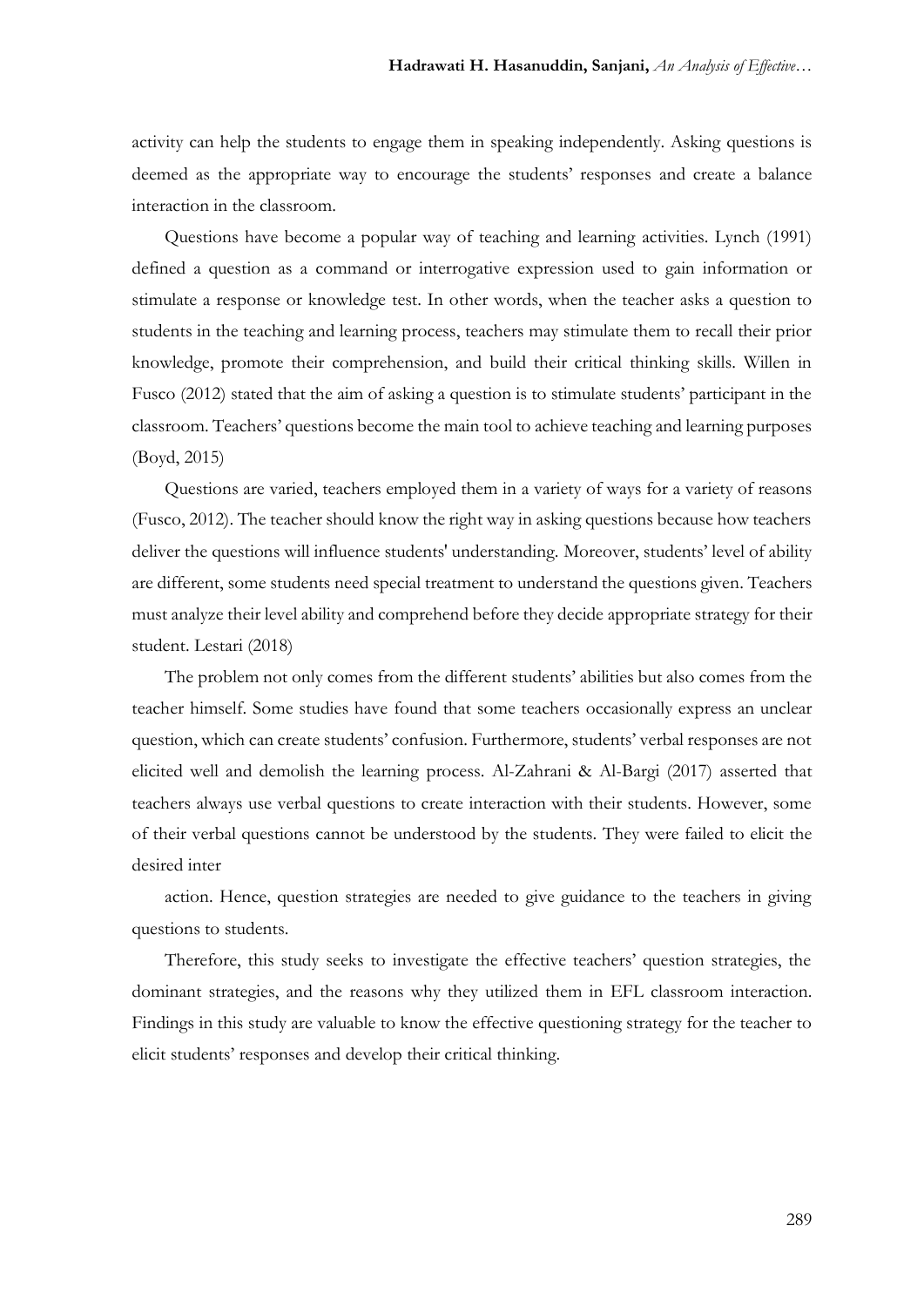activity can help the students to engage them in speaking independently. Asking questions is deemed as the appropriate way to encourage the students' responses and create a balance interaction in the classroom.

Questions have become a popular way of teaching and learning activities. Lynch (1991) defined a question as a command or interrogative expression used to gain information or stimulate a response or knowledge test. In other words, when the teacher asks a question to students in the teaching and learning process, teachers may stimulate them to recall their prior knowledge, promote their comprehension, and build their critical thinking skills. Willen in Fusco (2012) stated that the aim of asking a question is to stimulate students' participant in the classroom. Teachers' questions become the main tool to achieve teaching and learning purposes (Boyd, 2015)

Questions are varied, teachers employed them in a variety of ways for a variety of reasons (Fusco, 2012). The teacher should know the right way in asking questions because how teachers deliver the questions will influence students' understanding. Moreover, students' level of ability are different, some students need special treatment to understand the questions given. Teachers must analyze their level ability and comprehend before they decide appropriate strategy for their student. Lestari (2018)

The problem not only comes from the different students' abilities but also comes from the teacher himself. Some studies have found that some teachers occasionally express an unclear question, which can create students' confusion. Furthermore, students' verbal responses are not elicited well and demolish the learning process. Al-Zahrani & Al-Bargi (2017) asserted that teachers always use verbal questions to create interaction with their students. However, some of their verbal questions cannot be understood by the students. They were failed to elicit the desired inter

action. Hence, question strategies are needed to give guidance to the teachers in giving questions to students.

Therefore, this study seeks to investigate the effective teachers' question strategies, the dominant strategies, and the reasons why they utilized them in EFL classroom interaction. Findings in this study are valuable to know the effective questioning strategy for the teacher to elicit students' responses and develop their critical thinking.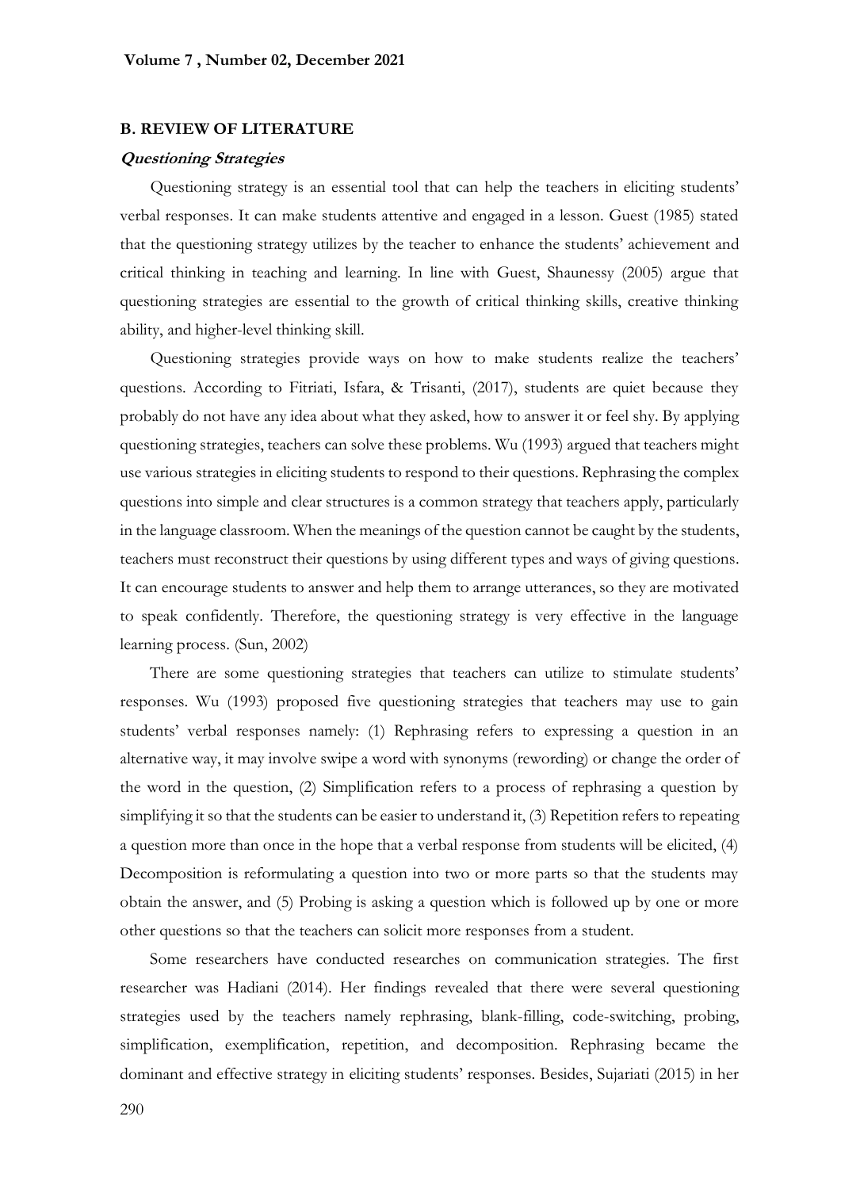## B. REVIEW OF LITERATURE

### *Questioning Strategies*

Questioning strategy is an essential tool that can help the teachers in eliciting students' verbal responses. It can make students attentive and engaged in a lesson. Guest (1985) stated that the questioning strategy utilizes by the teacher to enhance the students' achievement and critical thinking in teaching and learning. In line with Guest, Shaunessy (2005) argue that questioning strategies are essential to the growth of critical thinking skills, creative thinking ability, and higher-level thinking skill.

Questioning strategies provide ways on how to make students realize the teachers' questions. According to Fitriati, Isfara, & Trisanti, (2017), students are quiet because they probably do not have any idea about what they asked, how to answer it or feel shy. By applying questioning strategies, teachers can solve these problems. Wu (1993) argued that teachers might use various strategies in eliciting students to respond to their questions. Rephrasing the complex questions into simple and clear structures is a common strategy that teachers apply, particularly in the language classroom. When the meanings of the question cannot be caught by the students, teachers must reconstruct their questions by using different types and ways of giving questions. It can encourage students to answer and help them to arrange utterances, so they are motivated to speak confidently. Therefore, the questioning strategy is very effective in the language learning process. (Sun, 2002)

There are some questioning strategies that teachers can utilize to stimulate students' responses. Wu (1993) proposed five questioning strategies that teachers may use to gain students' verbal responses namely: (1) Rephrasing refers to expressing a question in an alternative way, it may involve swipe a word with synonyms (rewording) or change the order of the word in the question, (2) Simplification refers to a process of rephrasing a question by simplifying it so that the students can be easier to understand it, (3) Repetition refers to repeating a question more than once in the hope that a verbal response from students will be elicited, (4) Decomposition is reformulating a question into two or more parts so that the students may obtain the answer, and (5) Probing is asking a question which is followed up by one or more other questions so that the teachers can solicit more responses from a student.

Some researchers have conducted researches on communication strategies. The first researcher was Hadiani (2014). Her findings revealed that there were several questioning strategies used by the teachers namely rephrasing, blank-filling, code-switching, probing, simplification, exemplification, repetition, and decomposition. Rephrasing became the dominant and effective strategy in eliciting students' responses. Besides, Sujariati (2015) in her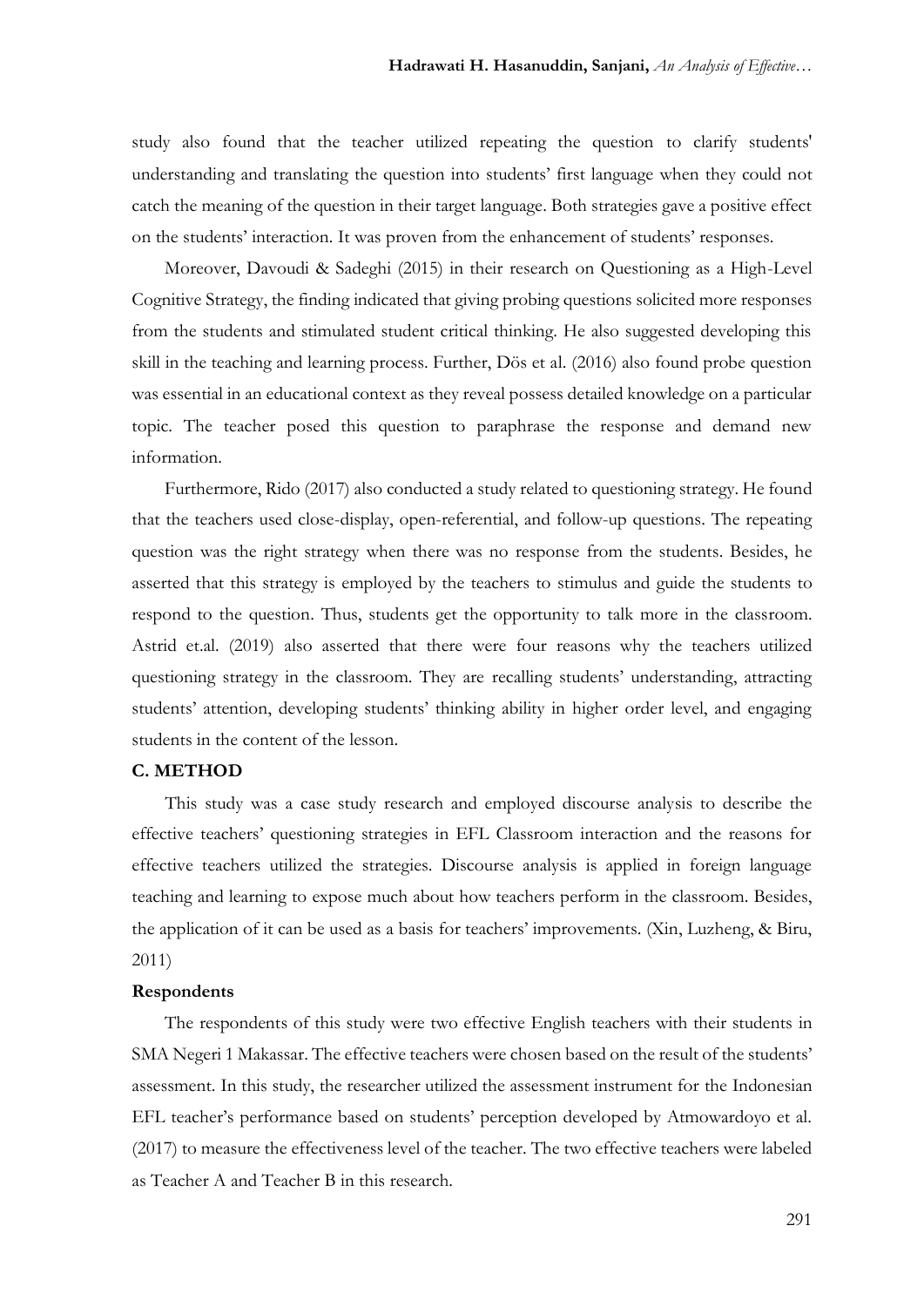study also found that the teacher utilized repeating the question to clarify students' understanding and translating the question into students' first language when they could not catch the meaning of the question in their target language. Both strategies gave a positive effect on the students' interaction. It was proven from the enhancement of students' responses.

Moreover, Davoudi & Sadeghi (2015) in their research on Questioning as a High-Level Cognitive Strategy, the finding indicated that giving probing questions solicited more responses from the students and stimulated student critical thinking. He also suggested developing this skill in the teaching and learning process. Further, Dös et al. (2016) also found probe question was essential in an educational context as they reveal possess detailed knowledge on a particular topic. The teacher posed this question to paraphrase the response and demand new information.

Furthermore, Rido (2017) also conducted a study related to questioning strategy. He found that the teachers used close-display, open-referential, and follow-up questions. The repeating question was the right strategy when there was no response from the students. Besides, he asserted that this strategy is employed by the teachers to stimulus and guide the students to respond to the question. Thus, students get the opportunity to talk more in the classroom. Astrid et.al. (2019) also asserted that there were four reasons why the teachers utilized questioning strategy in the classroom. They are recalling students' understanding, attracting students' attention, developing students' thinking ability in higher order level, and engaging students in the content of the lesson.

## C. METHOD

This study was a case study research and employed discourse analysis to describe the effective teachers' questioning strategies in EFL Classroom interaction and the reasons for effective teachers utilized the strategies. Discourse analysis is applied in foreign language teaching and learning to expose much about how teachers perform in the classroom. Besides, the application of it can be used as a basis for teachers' improvements. (Xin, Luzheng, & Biru, 2011)

### Respondents

The respondents of this study were two effective English teachers with their students in SMA Negeri 1 Makassar. The effective teachers were chosen based on the result of the students' assessment. In this study, the researcher utilized the assessment instrument for the Indonesian EFL teacher's performance based on students' perception developed by Atmowardoyo et al. (2017) to measure the effectiveness level of the teacher. The two effective teachers were labeled as Teacher A and Teacher B in this research.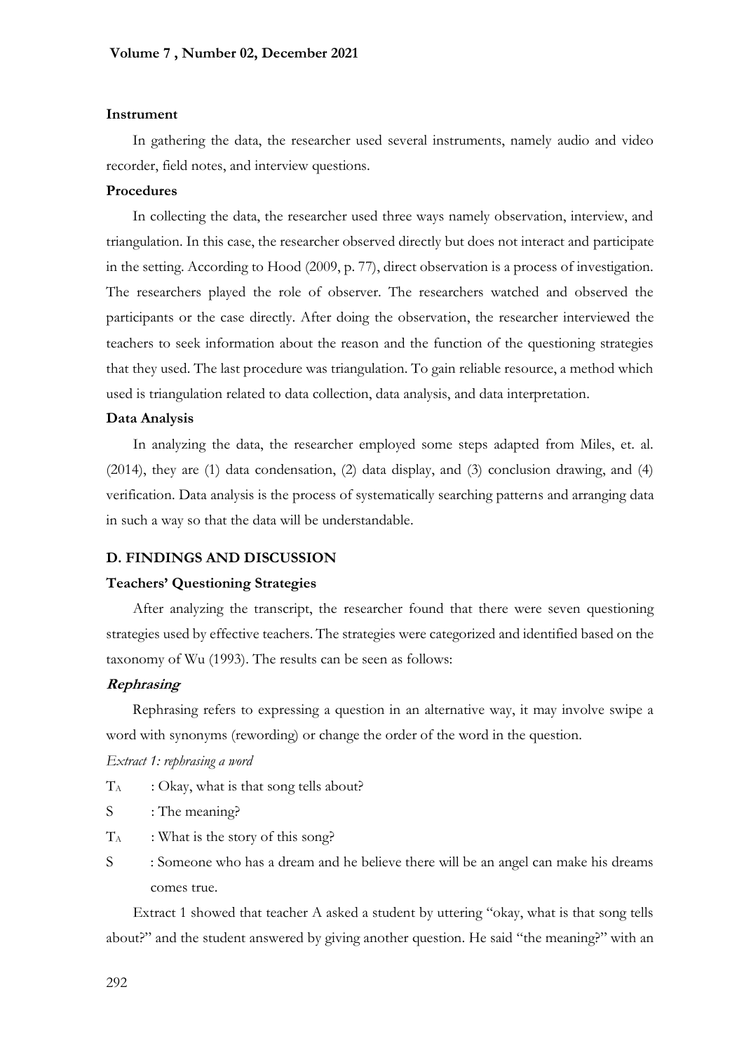### Instrument

In gathering the data, the researcher used several instruments, namely audio and video recorder, field notes, and interview questions.

### Procedures

In collecting the data, the researcher used three ways namely observation, interview, and triangulation. In this case, the researcher observed directly but does not interact and participate in the setting. According to Hood (2009, p. 77), direct observation is a process of investigation. The researchers played the role of observer. The researchers watched and observed the participants or the case directly. After doing the observation, the researcher interviewed the teachers to seek information about the reason and the function of the questioning strategies that they used. The last procedure was triangulation. To gain reliable resource, a method which used is triangulation related to data collection, data analysis, and data interpretation.

### Data Analysis

In analyzing the data, the researcher employed some steps adapted from Miles, et. al. (2014), they are (1) data condensation, (2) data display, and (3) conclusion drawing, and (4) verification. Data analysis is the process of systematically searching patterns and arranging data in such a way so that the data will be understandable.

## D. FINDINGS AND DISCUSSION

### Teachers' Questioning Strategies

After analyzing the transcript, the researcher found that there were seven questioning strategies used by effective teachers. The strategies were categorized and identified based on the taxonomy of Wu (1993). The results can be seen as follows:

#### *Rephrasing*

Rephrasing refers to expressing a question in an alternative way, it may involve swipe a word with synonyms (rewording) or change the order of the word in the question.

*Extract 1: rephrasing a word*

$T_A$ : Okay, what is that song tells about?

S : The meaning?

$T_A$ : What is the story of this song?

S : Someone who has a dream and he believe there will be an angel can make his dreams comes true.

Extract 1 showed that teacher A asked a student by uttering "okay, what is that song tells about?" and the student answered by giving another question. He said "the meaning?" with an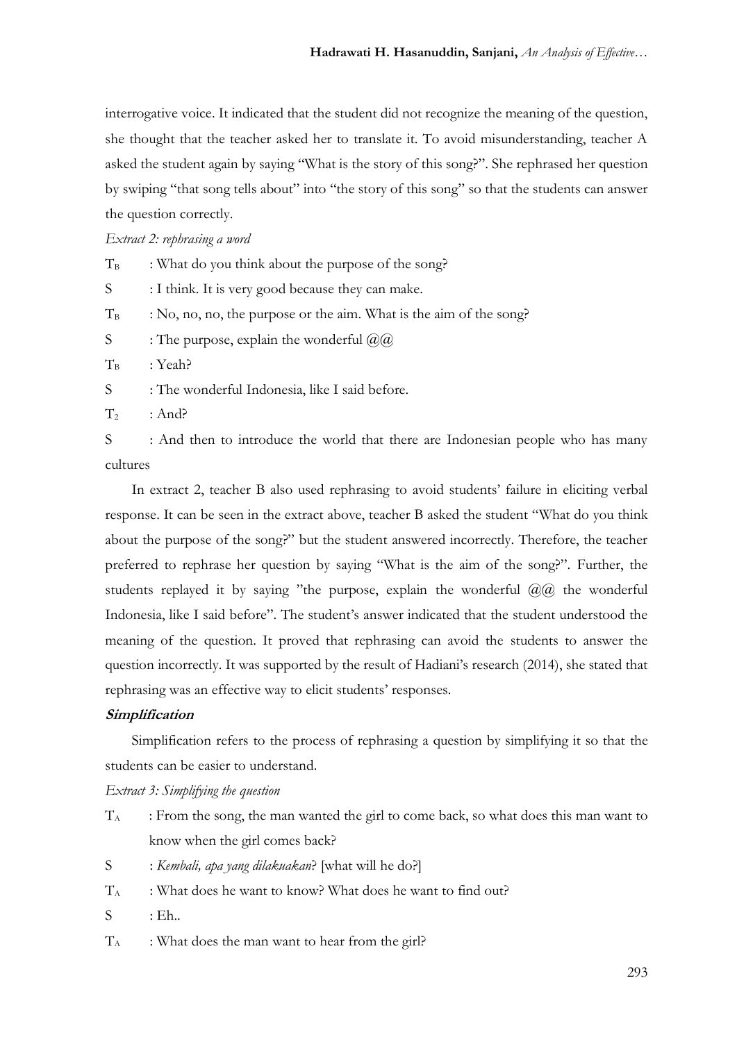interrogative voice. It indicated that the student did not recognize the meaning of the question, she thought that the teacher asked her to translate it. To avoid misunderstanding, teacher A asked the student again by saying "What is the story of this song?". She rephrased her question by swiping "that song tells about" into "the story of this song" so that the students can answer the question correctly.

*Extract 2: rephrasing a word*

$T_B$ : What do you think about the purpose of the song?

S : I think. It is very good because they can make.

$T_B$ : No, no, no, the purpose or the aim. What is the aim of the song?

S : The purpose, explain the wonderful @@

$T_B$ : Yeah?

S : The wonderful Indonesia, like I said before.

$T_2$ : And?

S : And then to introduce the world that there are Indonesian people who has many cultures

In extract 2, teacher B also used rephrasing to avoid students' failure in eliciting verbal response. It can be seen in the extract above, teacher B asked the student "What do you think about the purpose of the song?" but the student answered incorrectly. Therefore, the teacher preferred to rephrase her question by saying "What is the aim of the song?". Further, the students replayed it by saying "the purpose, explain the wonderful @@ the wonderful Indonesia, like I said before". The student's answer indicated that the student understood the meaning of the question. It proved that rephrasing can avoid the students to answer the question incorrectly. It was supported by the result of Hadiani's research (2014), she stated that rephrasing was an effective way to elicit students' responses.

**Simplification**

Simplification refers to the process of rephrasing a question by simplifying it so that the students can be easier to understand.

*Extract 3: Simplifying the question*

$T_A$ : From the song, the man wanted the girl to come back, so what does this man want to know when the girl comes back?

S : *Kembali, apa yang dilakuakan*? [what will he do?]

$T_A$ : What does he want to know? What does he want to find out?

S : Eh..

$T_A$ : What does the man want to hear from the girl?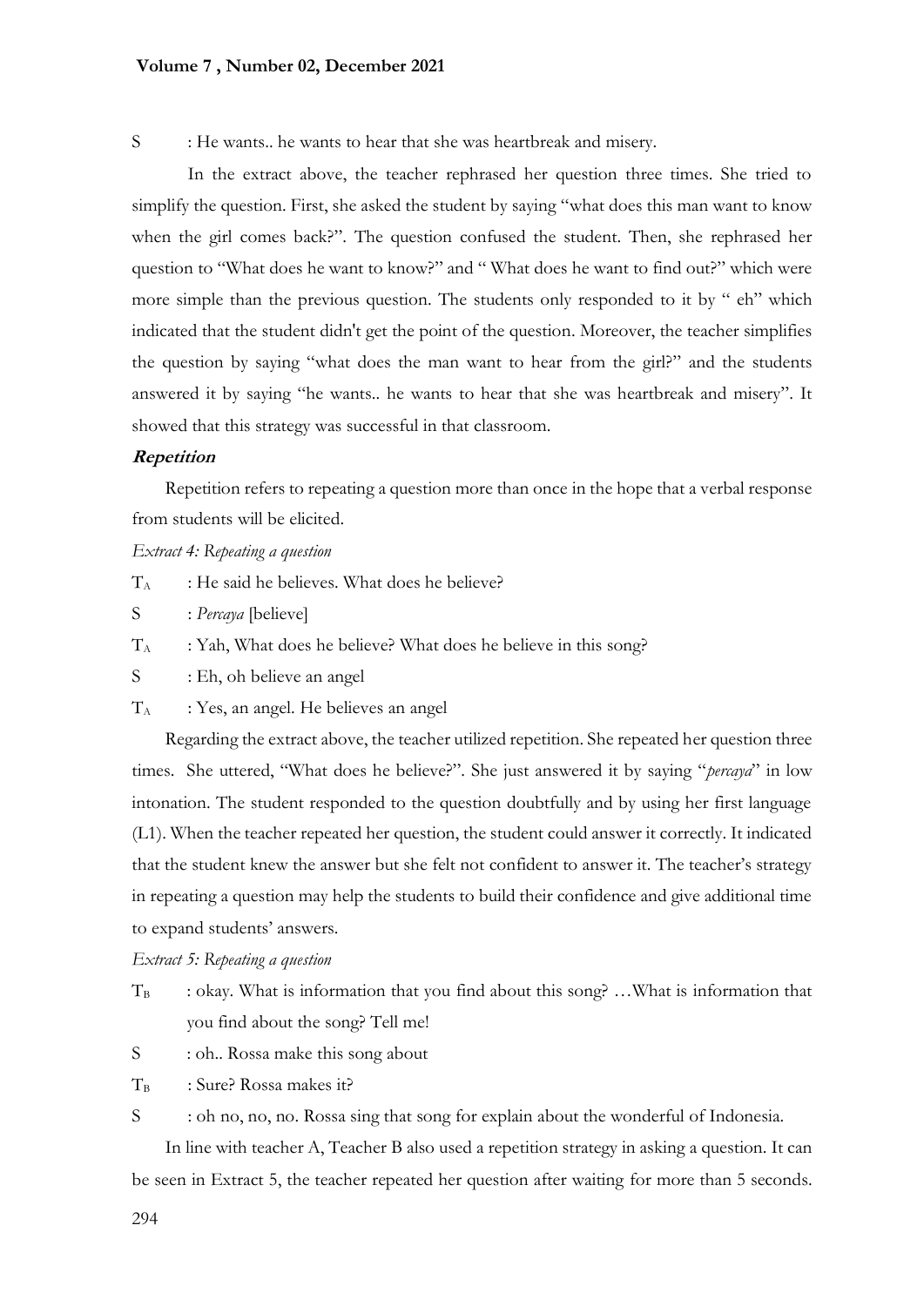S : He wants.. he wants to hear that she was heartbreak and misery.

In the extract above, the teacher rephrased her question three times. She tried to simplify the question. First, she asked the student by saying "what does this man want to know when the girl comes back?". The question confused the student. Then, she rephrased her question to "What does he want to know?" and " What does he want to find out?" which were more simple than the previous question. The students only responded to it by " eh" which indicated that the student didn't get the point of the question. Moreover, the teacher simplifies the question by saying "what does the man want to hear from the girl?" and the students answered it by saying "he wants.. he wants to hear that she was heartbreak and misery". It showed that this strategy was successful in that classroom.

**_Repetition_**

Repetition refers to repeating a question more than once in the hope that a verbal response from students will be elicited.

*Extract 4: Repeating a question*

$T_A$ : He said he believes. What does he believe?

S : *Percaya* [believe]

$T_A$ : Yah, What does he believe? What does he believe in this song?

S : Eh, oh believe an angel

$T_A$ : Yes, an angel. He believes an angel

Regarding the extract above, the teacher utilized repetition. She repeated her question three times. She uttered, "What does he believe?". She just answered it by saying "*percaya*" in low intonation. The student responded to the question doubtfully and by using her first language (L1). When the teacher repeated her question, the student could answer it correctly. It indicated that the student knew the answer but she felt not confident to answer it. The teacher's strategy in repeating a question may help the students to build their confidence and give additional time to expand students' answers.

*Extract 5: Repeating a question*

$T_B$ : okay. What is information that you find about this song? …What is information that you find about the song? Tell me!

S : oh.. Rossa make this song about

$T_B$ : Sure? Rossa makes it?

S : oh no, no, no. Rossa sing that song for explain about the wonderful of Indonesia.

In line with teacher A, Teacher B also used a repetition strategy in asking a question. It can be seen in Extract 5, the teacher repeated her question after waiting for more than 5 seconds.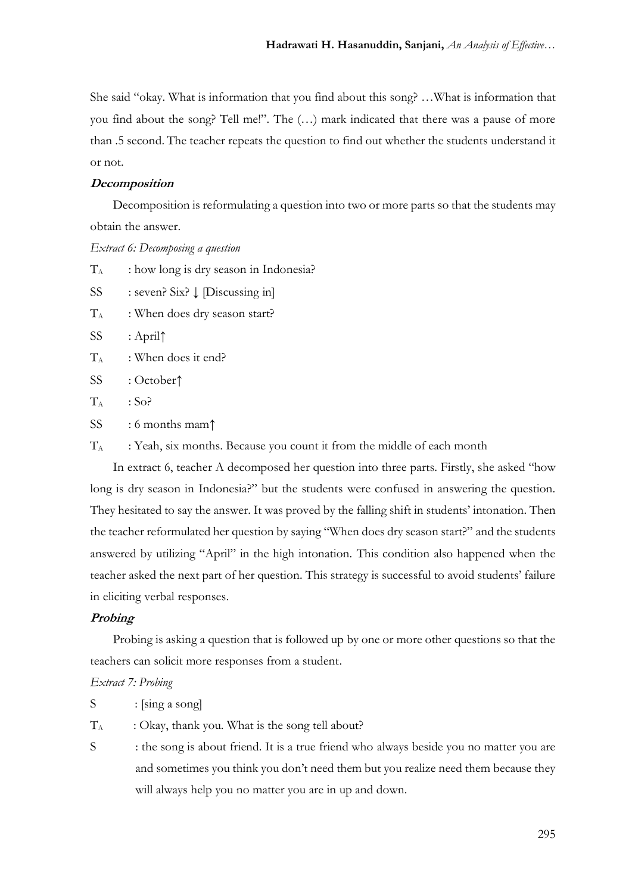She said "okay. What is information that you find about this song? …What is information that you find about the song? Tell me!". The (…) mark indicated that there was a pause of more than .5 second. The teacher repeats the question to find out whether the students understand it or not.

### **Decomposition**

Decomposition is reformulating a question into two or more parts so that the students may obtain the answer.

*Extract 6: Decomposing a question*

$T_A$ : how long is dry season in Indonesia?

SS : seven? Six? ↓ [Discussing in]

$T_A$ : When does dry season start?

SS : April↑

$T_A$ : When does it end?

SS : October↑

$T_A$ : So?

SS : 6 months mam↑

$T_A$ : Yeah, six months. Because you count it from the middle of each month

In extract 6, teacher A decomposed her question into three parts. Firstly, she asked "how long is dry season in Indonesia?" but the students were confused in answering the question. They hesitated to say the answer. It was proved by the falling shift in students' intonation. Then the teacher reformulated her question by saying "When does dry season start?" and the students answered by utilizing "April" in the high intonation. This condition also happened when the teacher asked the next part of her question. This strategy is successful to avoid students' failure in eliciting verbal responses.

### **Probing**

Probing is asking a question that is followed up by one or more other questions so that the teachers can solicit more responses from a student.

*Extract 7: Probing*

S : [sing a song]

$T_A$ : Okay, thank you. What is the song tell about?

S : the song is about friend. It is a true friend who always beside you no matter you are and sometimes you think you don't need them but you realize need them because they will always help you no matter you are in up and down.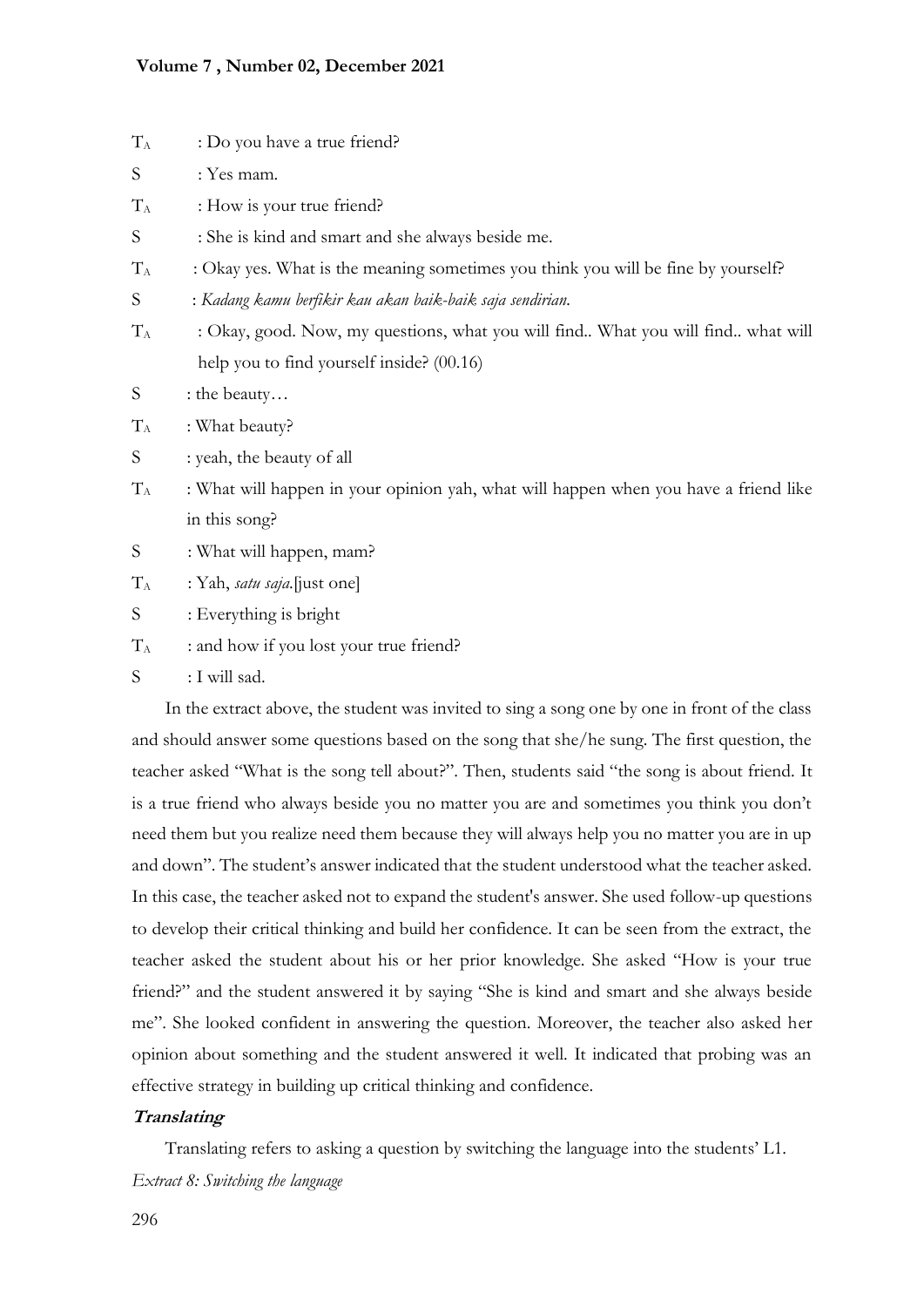$T_A$ : Do you have a true friend?

S : Yes mam.

$T_A$ : How is your true friend?

S : She is kind and smart and she always beside me.

$T_A$ : Okay yes. What is the meaning sometimes you think you will be fine by yourself?

S : *Kadang kamu berfikir kau akan baik-baik saja sendirian.*

$T_A$ : Okay, good. Now, my questions, what you will find.. What you will find.. what will help you to find yourself inside? (00.16)

S : the beauty…

$T_A$ : What beauty?

S : yeah, the beauty of all

$T_A$ : What will happen in your opinion yah, what will happen when you have a friend like in this song?

S : What will happen, mam?

$T_A$ : Yah, *satu saja*.[just one]

S : Everything is bright

$T_A$ : and how if you lost your true friend?

S : I will sad.

In the extract above, the student was invited to sing a song one by one in front of the class and should answer some questions based on the song that she/he sung. The first question, the teacher asked "What is the song tell about?". Then, students said "the song is about friend. It is a true friend who always beside you no matter you are and sometimes you think you don't need them but you realize need them because they will always help you no matter you are in up and down". The student's answer indicated that the student understood what the teacher asked. In this case, the teacher asked not to expand the student's answer. She used follow-up questions to develop their critical thinking and build her confidence. It can be seen from the extract, the teacher asked the student about his or her prior knowledge. She asked "How is your true friend?" and the student answered it by saying "She is kind and smart and she always beside me". She looked confident in answering the question. Moreover, the teacher also asked her opinion about something and the student answered it well. It indicated that probing was an effective strategy in building up critical thinking and confidence.

***Translating***

Translating refers to asking a question by switching the language into the students' L1.

*Extract 8: Switching the language*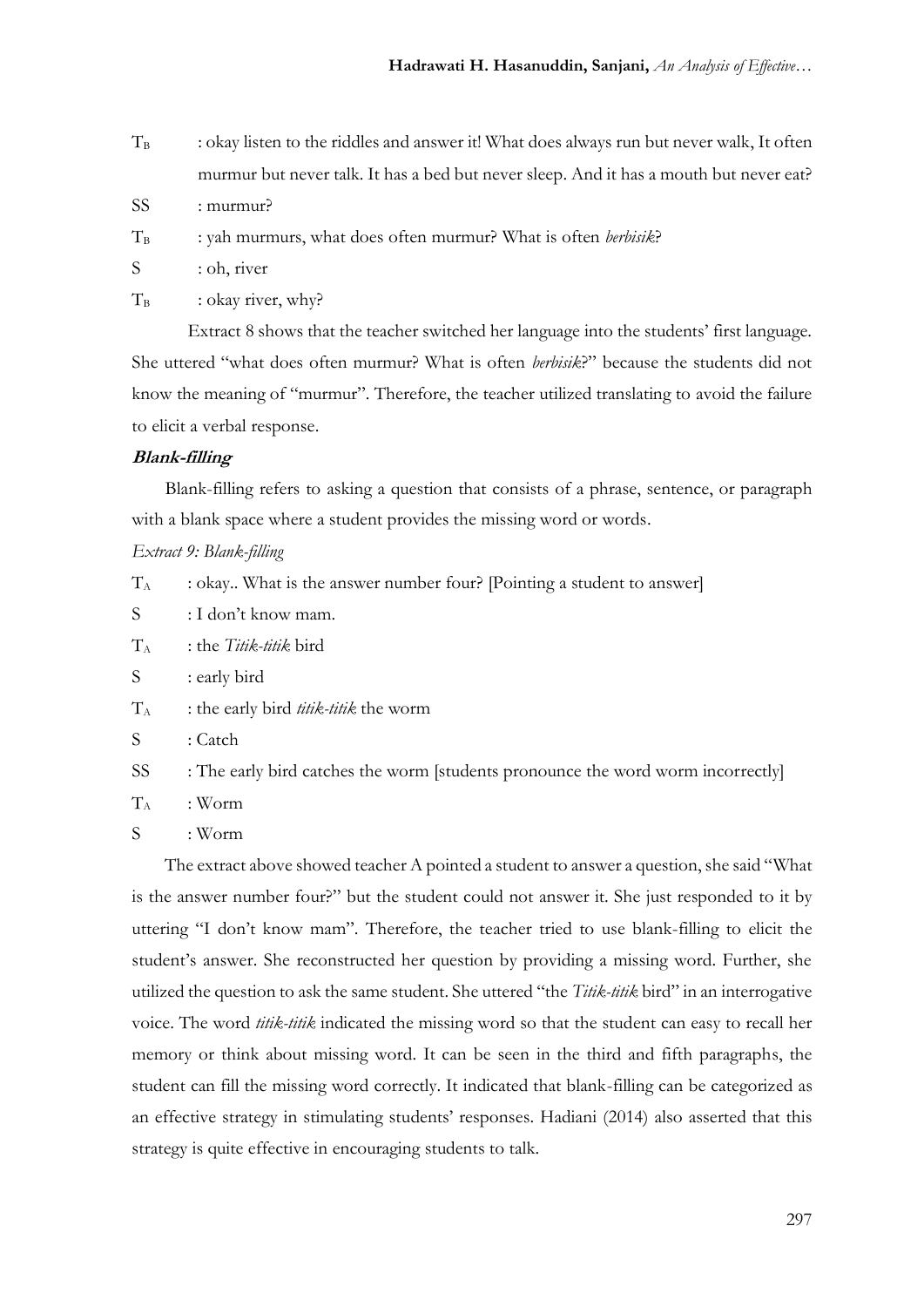$T_B$ : okay listen to the riddles and answer it! What does always run but never walk, It often murmur but never talk. It has a bed but never sleep. And it has a mouth but never eat?

SS : murmur?

$T_B$ : yah murmurs, what does often murmur? What is often *berbisik*?

S : oh, river

$T_B$ : okay river, why?

Extract 8 shows that the teacher switched her language into the students' first language. She uttered "what does often murmur? What is often *berbisik*?" because the students did not know the meaning of "murmur". Therefore, the teacher utilized translating to avoid the failure to elicit a verbal response.

**Blank-filling**

Blank-filling refers to asking a question that consists of a phrase, sentence, or paragraph with a blank space where a student provides the missing word or words.

*Extract 9: Blank-filling*

$T_A$ : okay.. What is the answer number four? [Pointing a student to answer]

S : I don't know mam.

$T_A$ : the *Titik-titik* bird

S : early bird

$T_A$ : the early bird *titik-titik* the worm

S : Catch

SS : The early bird catches the worm [students pronounce the word worm incorrectly]

$T_A$ : Worm

S : Worm

The extract above showed teacher A pointed a student to answer a question, she said "What is the answer number four?" but the student could not answer it. She just responded to it by uttering "I don't know mam". Therefore, the teacher tried to use blank-filling to elicit the student's answer. She reconstructed her question by providing a missing word. Further, she utilized the question to ask the same student. She uttered "the *Titik-titik* bird" in an interrogative voice. The word *titik-titik* indicated the missing word so that the student can easy to recall her memory or think about missing word. It can be seen in the third and fifth paragraphs, the student can fill the missing word correctly. It indicated that blank-filling can be categorized as an effective strategy in stimulating students' responses. Hadiani (2014) also asserted that this strategy is quite effective in encouraging students to talk.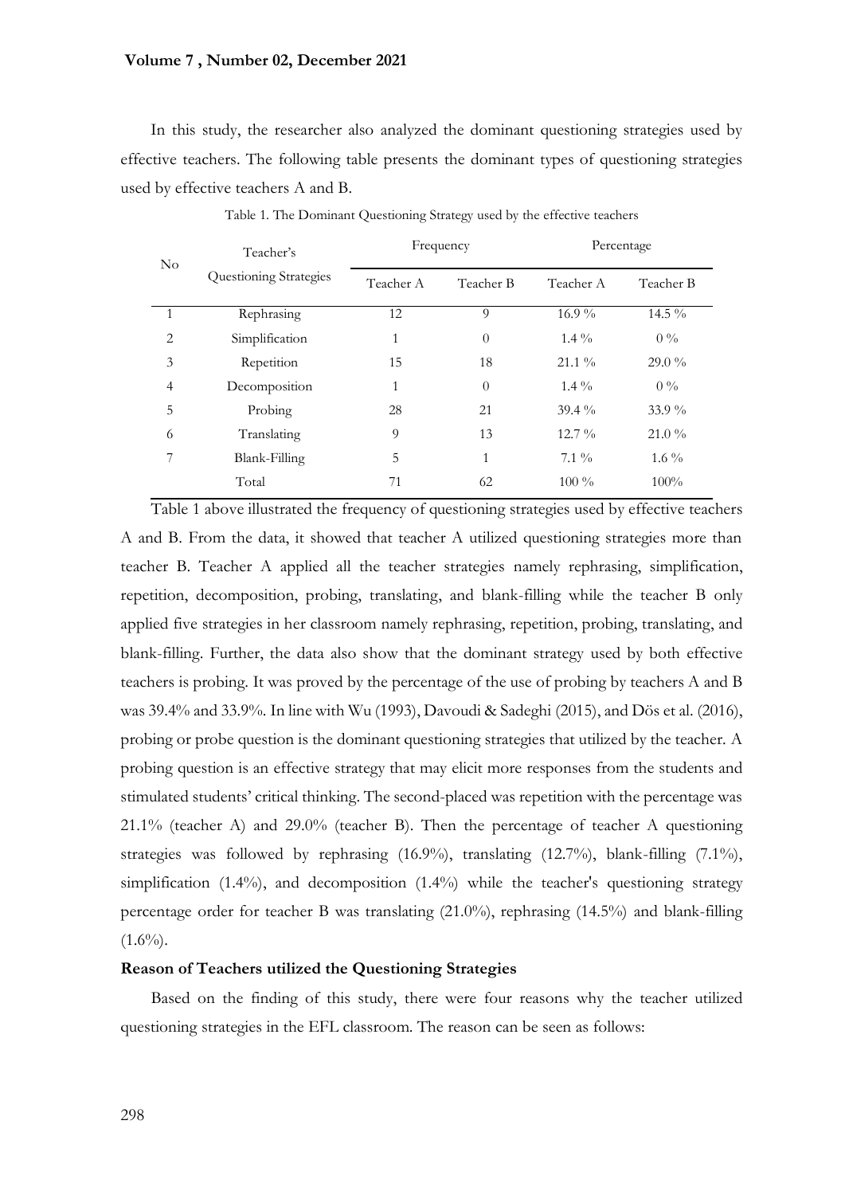In this study, the researcher also analyzed the dominant questioning strategies used by effective teachers. The following table presents the dominant types of questioning strategies used by effective teachers A and B.

Table 1. The Dominant Questioning Strategy used by the effective teachers

| No | Teacher's Questioning Strategies | Frequency | | Percentage | |
|---|---|---|---|---|---|
| | | Teacher A | Teacher B | Teacher A | Teacher B |
| 1 | Rephrasing | 12 | 9 | 16.9 % | 14.5 % |
| 2 | Simplification | 1 | 0 | 1.4 % | 0 % |
| 3 | Repetition | 15 | 18 | 21.1 % | 29.0 % |
| 4 | Decomposition | 1 | 0 | 1.4 % | 0 % |
| 5 | Probing | 28 | 21 | 39.4 % | 33.9 % |
| 6 | Translating | 9 | 13 | 12.7 % | 21.0 % |
| 7 | Blank-Filling | 5 | 1 | 7.1 % | 1.6 % |
| | Total | 71 | 62 | 100 % | 100% |

Table 1 above illustrated the frequency of questioning strategies used by effective teachers A and B. From the data, it showed that teacher A utilized questioning strategies more than teacher B. Teacher A applied all the teacher strategies namely rephrasing, simplification, repetition, decomposition, probing, translating, and blank-filling while the teacher B only applied five strategies in her classroom namely rephrasing, repetition, probing, translating, and blank-filling. Further, the data also show that the dominant strategy used by both effective teachers is probing. It was proved by the percentage of the use of probing by teachers A and B was 39.4% and 33.9%. In line with Wu (1993), Davoudi & Sadeghi (2015), and Dös et al. (2016), probing or probe question is the dominant questioning strategies that utilized by the teacher. A probing question is an effective strategy that may elicit more responses from the students and stimulated students' critical thinking. The second-placed was repetition with the percentage was 21.1% (teacher A) and 29.0% (teacher B). Then the percentage of teacher A questioning strategies was followed by rephrasing (16.9%), translating (12.7%), blank-filling (7.1%), simplification (1.4%), and decomposition (1.4%) while the teacher's questioning strategy percentage order for teacher B was translating (21.0%), rephrasing (14.5%) and blank-filling (1.6%).

**Reason of Teachers utilized the Questioning Strategies**

Based on the finding of this study, there were four reasons why the teacher utilized questioning strategies in the EFL classroom. The reason can be seen as follows: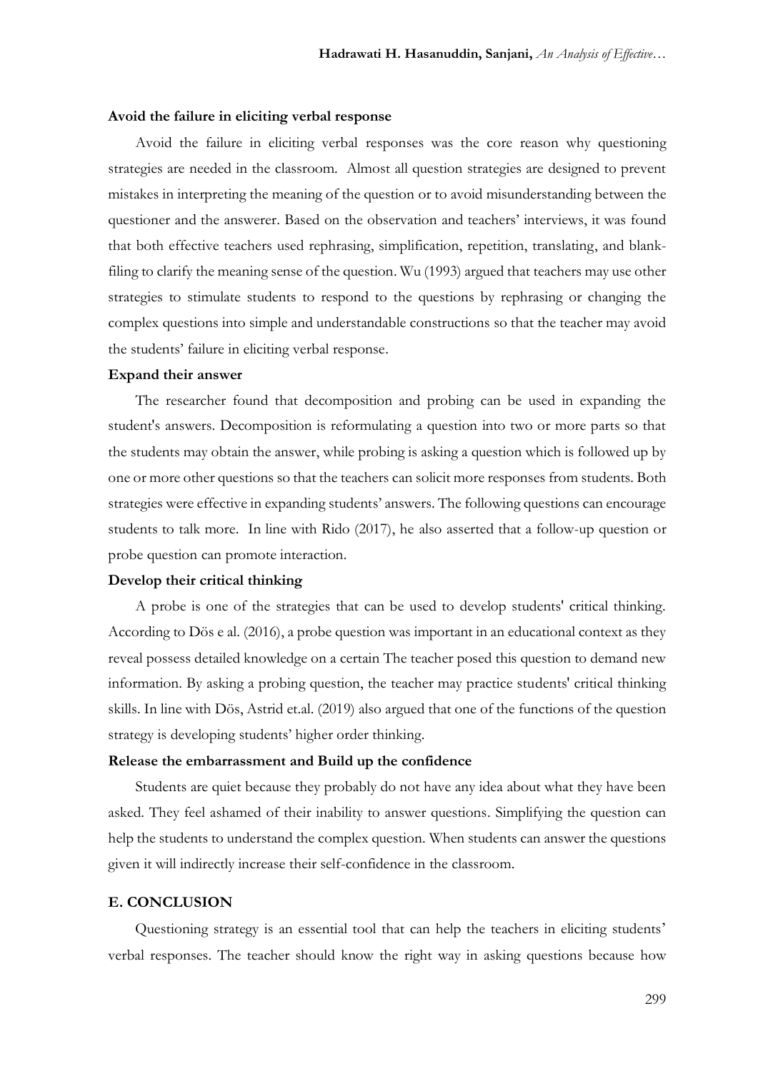**Avoid the failure in eliciting verbal response**

Avoid the failure in eliciting verbal responses was the core reason why questioning strategies are needed in the classroom. Almost all question strategies are designed to prevent mistakes in interpreting the meaning of the question or to avoid misunderstanding between the questioner and the answerer. Based on the observation and teachers' interviews, it was found that both effective teachers used rephrasing, simplification, repetition, translating, and blank-filing to clarify the meaning sense of the question. Wu (1993) argued that teachers may use other strategies to stimulate students to respond to the questions by rephrasing or changing the complex questions into simple and understandable constructions so that the teacher may avoid the students' failure in eliciting verbal response.

**Expand their answer**

The researcher found that decomposition and probing can be used in expanding the student's answers. Decomposition is reformulating a question into two or more parts so that the students may obtain the answer, while probing is asking a question which is followed up by one or more other questions so that the teachers can solicit more responses from students. Both strategies were effective in expanding students' answers. The following questions can encourage students to talk more. In line with Rido (2017), he also asserted that a follow-up question or probe question can promote interaction.

**Develop their critical thinking**

A probe is one of the strategies that can be used to develop students' critical thinking. According to Dös e al. (2016), a probe question was important in an educational context as they reveal possess detailed knowledge on a certain The teacher posed this question to demand new information. By asking a probing question, the teacher may practice students' critical thinking skills. In line with Dös, Astrid et.al. (2019) also argued that one of the functions of the question strategy is developing students' higher order thinking.

**Release the embarrassment and Build up the confidence**

Students are quiet because they probably do not have any idea about what they have been asked. They feel ashamed of their inability to answer questions. Simplifying the question can help the students to understand the complex question. When students can answer the questions given it will indirectly increase their self-confidence in the classroom.

## E. CONCLUSION

Questioning strategy is an essential tool that can help the teachers in eliciting students' verbal responses. The teacher should know the right way in asking questions because how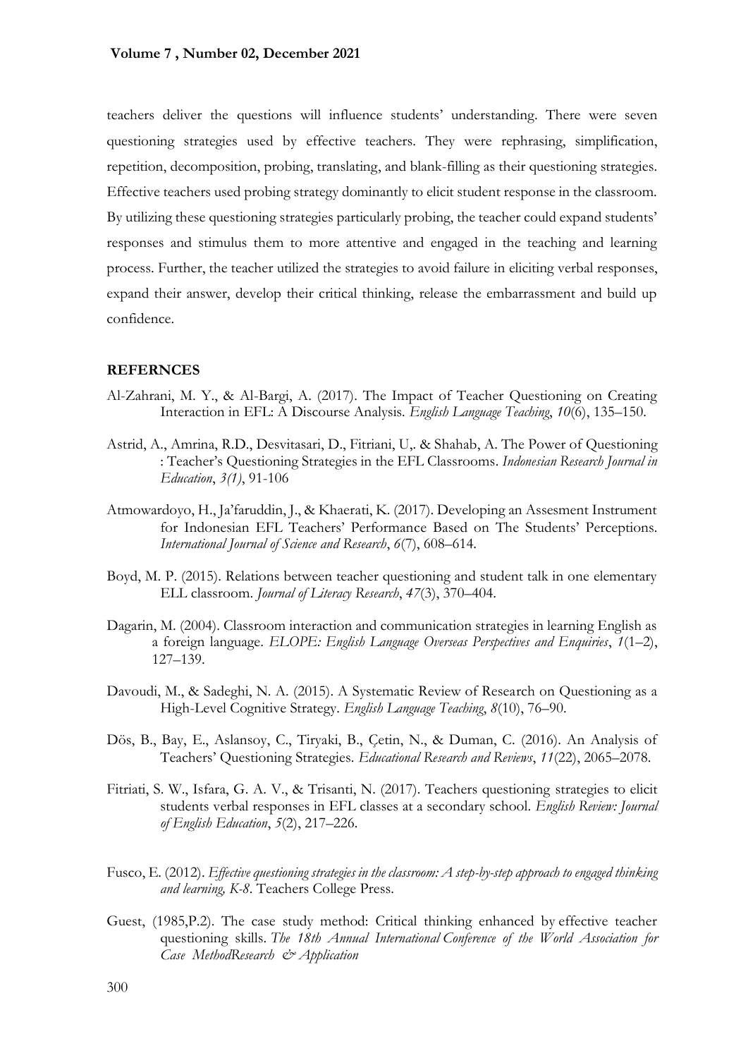teachers deliver the questions will influence students' understanding. There were seven questioning strategies used by effective teachers. They were rephrasing, simplification, repetition, decomposition, probing, translating, and blank-filling as their questioning strategies. Effective teachers used probing strategy dominantly to elicit student response in the classroom. By utilizing these questioning strategies particularly probing, the teacher could expand students' responses and stimulus them to more attentive and engaged in the teaching and learning process. Further, the teacher utilized the strategies to avoid failure in eliciting verbal responses, expand their answer, develop their critical thinking, release the embarrassment and build up confidence.

## REFERNCES

Al-Zahrani, M. Y., & Al-Bargi, A. (2017). The Impact of Teacher Questioning on Creating Interaction in EFL: A Discourse Analysis. *English Language Teaching*, *10*(6), 135–150.

Astrid, A., Amrina, R.D., Desvitasari, D., Fitriani, U,. & Shahab, A. The Power of Questioning : Teacher's Questioning Strategies in the EFL Classrooms. *Indonesian Research Journal in Education*, *3(1)*, 91-106

Atmowardoyo, H., Ja'faruddin, J., & Khaerati, K. (2017). Developing an Assesment Instrument for Indonesian EFL Teachers' Performance Based on The Students' Perceptions. *International Journal of Science and Research*, *6*(7), 608–614.

Boyd, M. P. (2015). Relations between teacher questioning and student talk in one elementary ELL classroom. *Journal of Literacy Research*, *47*(3), 370–404.

Dagarin, M. (2004). Classroom interaction and communication strategies in learning English as a foreign language. *ELOPE: English Language Overseas Perspectives and Enquiries*, *1*(1–2), 127–139.

Davoudi, M., & Sadeghi, N. A. (2015). A Systematic Review of Research on Questioning as a High-Level Cognitive Strategy. *English Language Teaching*, *8*(10), 76–90.

Dös, B., Bay, E., Aslansoy, C., Tiryaki, B., Çetin, N., & Duman, C. (2016). An Analysis of Teachers' Questioning Strategies. *Educational Research and Reviews*, *11*(22), 2065–2078.

Fitriati, S. W., Isfara, G. A. V., & Trisanti, N. (2017). Teachers questioning strategies to elicit students verbal responses in EFL classes at a secondary school. *English Review: Journal of English Education*, *5*(2), 217–226.

Fusco, E. (2012). *Effective questioning strategies in the classroom: A step-by-step approach to engaged thinking and learning, K-8*. Teachers College Press.

Guest, (1985,P.2). The case study method: Critical thinking enhanced by effective teacher questioning skills. *The 18th Annual International Conference of the World Association for Case MethodResearch & Application*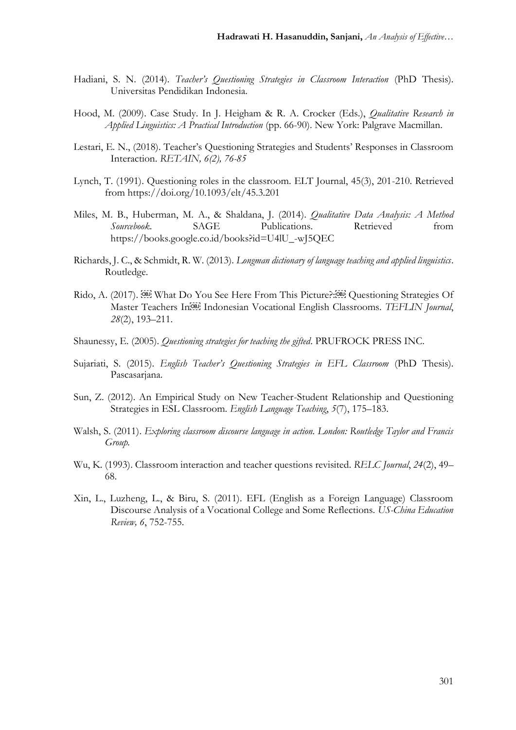Hadiani, S. N. (2014). *Teacher's Questioning Strategies in Classroom Interaction* (PhD Thesis). Universitas Pendidikan Indonesia.

Hood, M. (2009). Case Study. In J. Heigham & R. A. Crocker (Eds.), *Qualitative Research in Applied Linguistics: A Practical Introduction* (pp. 66-90). New York: Palgrave Macmillan.

Lestari, E. N., (2018). Teacher's Questioning Strategies and Students' Responses in Classroom Interaction. *RETAIN, 6(2), 76-85*

Lynch, T. (1991). Questioning roles in the classroom. ELT Journal, 45(3), 201-210. Retrieved from https://doi.org/10.1093/elt/45.3.201

Miles, M. B., Huberman, M. A., & Shaldana, J. (2014). *Qualitative Data Analysis: A Method Sourcebook*. SAGE Publications. Retrieved from https://books.google.co.id/books?id=U4lU_-wJ5QEC

Richards, J. C., & Schmidt, R. W. (2013). *Longman dictionary of language teaching and applied linguistics*. Routledge.

Rido, A. (2017). What Do You See Here From This Picture?: Questioning Strategies Of Master Teachers In Indonesian Vocational English Classrooms. *TEFLIN Journal*, *28*(2), 193–211.

Shaunessy, E. (2005). *Questioning strategies for teaching the gifted*. PRUFROCK PRESS INC.

Sujariati, S. (2015). *English Teacher's Questioning Strategies in EFL Classroom* (PhD Thesis). Pascasarjana.

Sun, Z. (2012). An Empirical Study on New Teacher-Student Relationship and Questioning Strategies in ESL Classroom. *English Language Teaching*, *5*(7), 175–183.

Walsh, S. (2011). *Exploring classroom discourse language in action. London: Routledge Taylor and Francis Group.*

Wu, K. (1993). Classroom interaction and teacher questions revisited. *RELC Journal*, *24*(2), 49–68.

Xin, L., Luzheng, L., & Biru, S. (2011). EFL (English as a Foreign Language) Classroom Discourse Analysis of a Vocational College and Some Reflections. *US-China Education Review, 6*, 752-755.